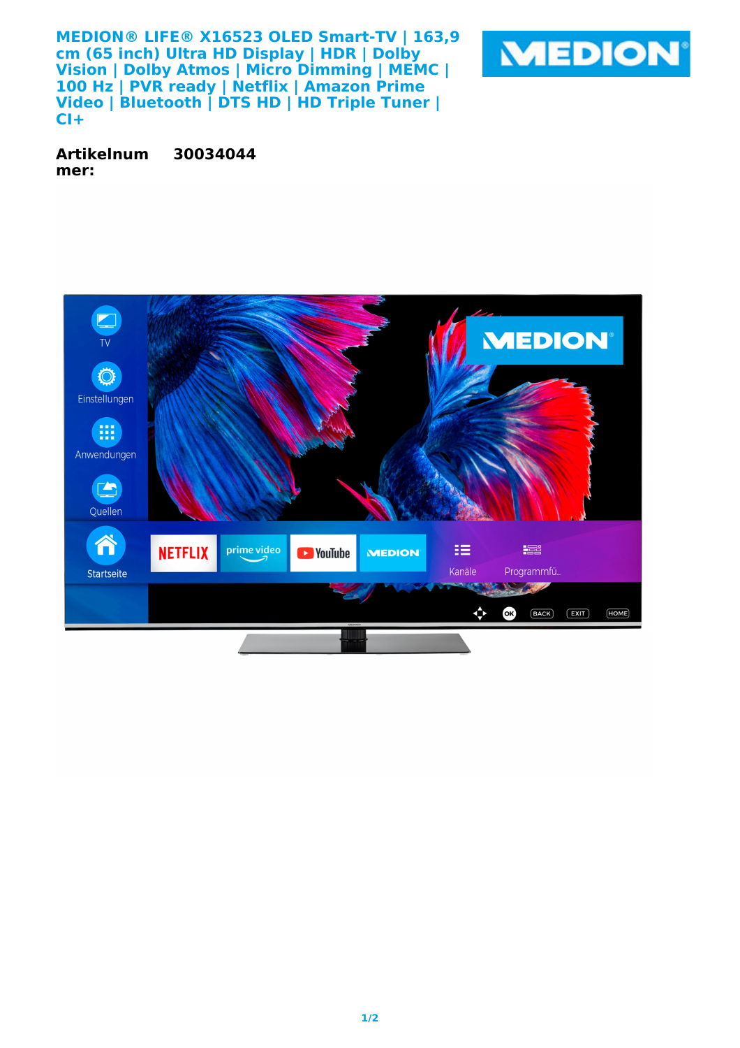# MEDION® LIFE® X16523 OLED Smart-TV | 163,9 cm (65 inch) Ultra HD Display | HDR | Dolby Vision | Dolby Atmos | Micro Dimming | MEMC | 100 Hz | PVR ready | Netflix | Amazon Prime Video | Bluetooth | DTS HD | HD Triple Tuner | CI+

**Artikelnummer:** **30034044**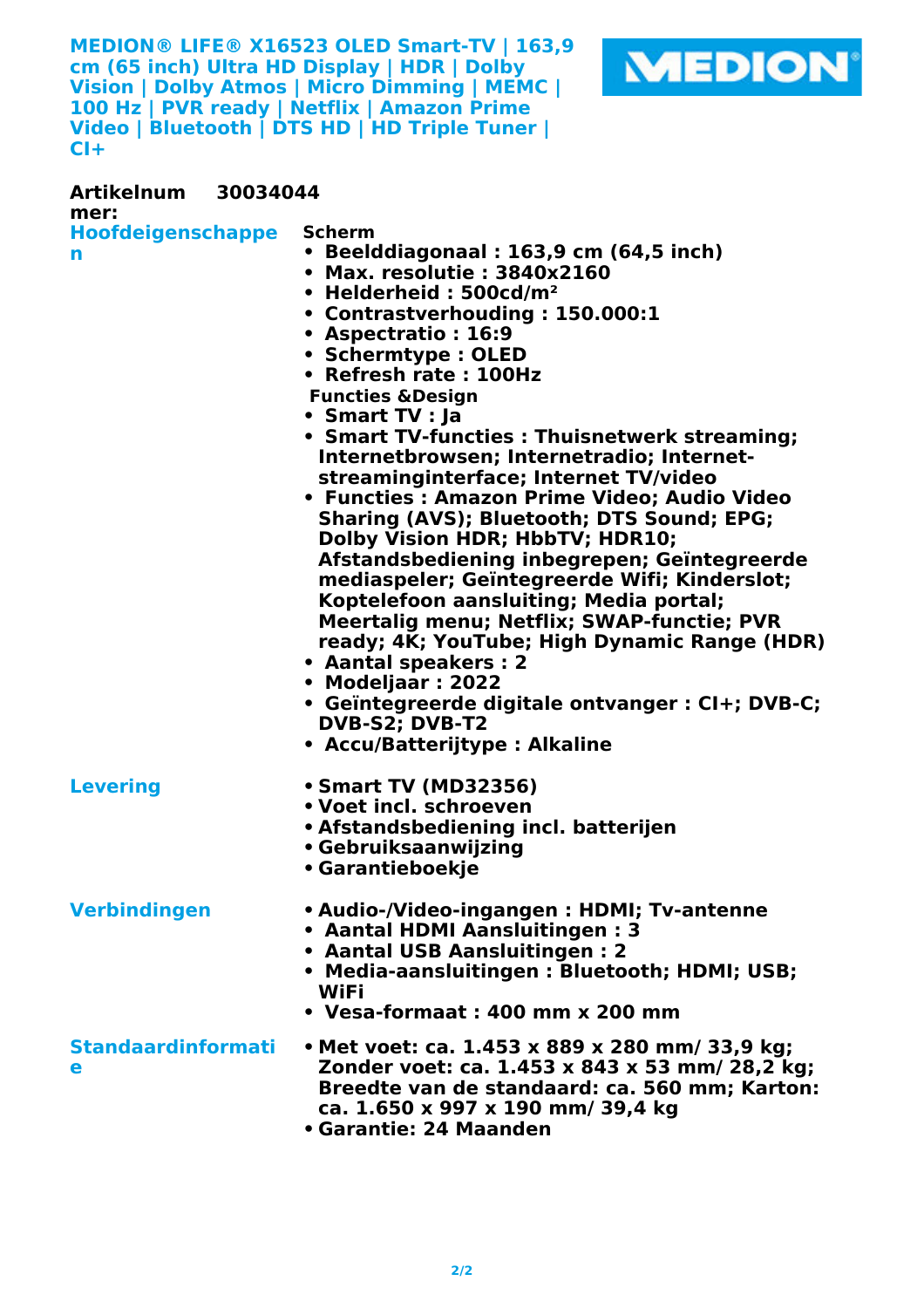# MEDION® LIFE® X16523 OLED Smart-TV | 163,9 cm (65 inch) Ultra HD Display | HDR | Dolby Vision | Dolby Atmos | Micro Dimming | MEMC | 100 Hz | PVR ready | Netflix | Amazon Prime Video | Bluetooth | DTS HD | HD Triple Tuner | CI+

MEDION

**Artikelnummer:** 30034044

## Hoofdeigenschappen

**Scherm**

- Beelddiagonaal : 163,9 cm (64,5 inch)
- Max. resolutie : 3840x2160
- Helderheid : 500cd/m²
- Contrastverhouding : 150.000:1
- Aspectratio : 16:9
- Schermtype : OLED
- Refresh rate : 100Hz

**Functies &Design**

- Smart TV : Ja
- Smart TV-functies : Thuisnetwerk streaming; Internetbrowsen; Internetradio; Internet-streaminginterface; Internet TV/video
- Functies : Amazon Prime Video; Audio Video Sharing (AVS); Bluetooth; DTS Sound; EPG; Dolby Vision HDR; HbbTV; HDR10; Afstandsbediening inbegrepen; Geïntegreerde mediaspeler; Geïntegreerde Wifi; Kinderslot; Koptelefoon aansluiting; Media portal; Meertalig menu; Netflix; SWAP-functie; PVR ready; 4K; YouTube; High Dynamic Range (HDR)
- Aantal speakers : 2
- Modeljaar : 2022
- Geïntegreerde digitale ontvanger : CI+; DVB-C; DVB-S2; DVB-T2
- Accu/Batterijtype : Alkaline

## Levering

- Smart TV (MD32356)
- Voet incl. schroeven
- Afstandsbediening incl. batterijen
- Gebruiksaanwijzing
- Garantieboekje

## Verbindingen

- Audio-/Video-ingangen : HDMI; Tv-antenne
- Aantal HDMI Aansluitingen : 3
- Aantal USB Aansluitingen : 2
- Media-aansluitingen : Bluetooth; HDMI; USB; WiFi
- Vesa-formaat : 400 mm x 200 mm

## Standaardinformatie

- Met voet: ca. 1.453 x 889 x 280 mm/ 33,9 kg; Zonder voet: ca. 1.453 x 843 x 53 mm/ 28,2 kg; Breedte van de standaard: ca. 560 mm; Karton: ca. 1.650 x 997 x 190 mm/ 39,4 kg
- Garantie: 24 Maanden